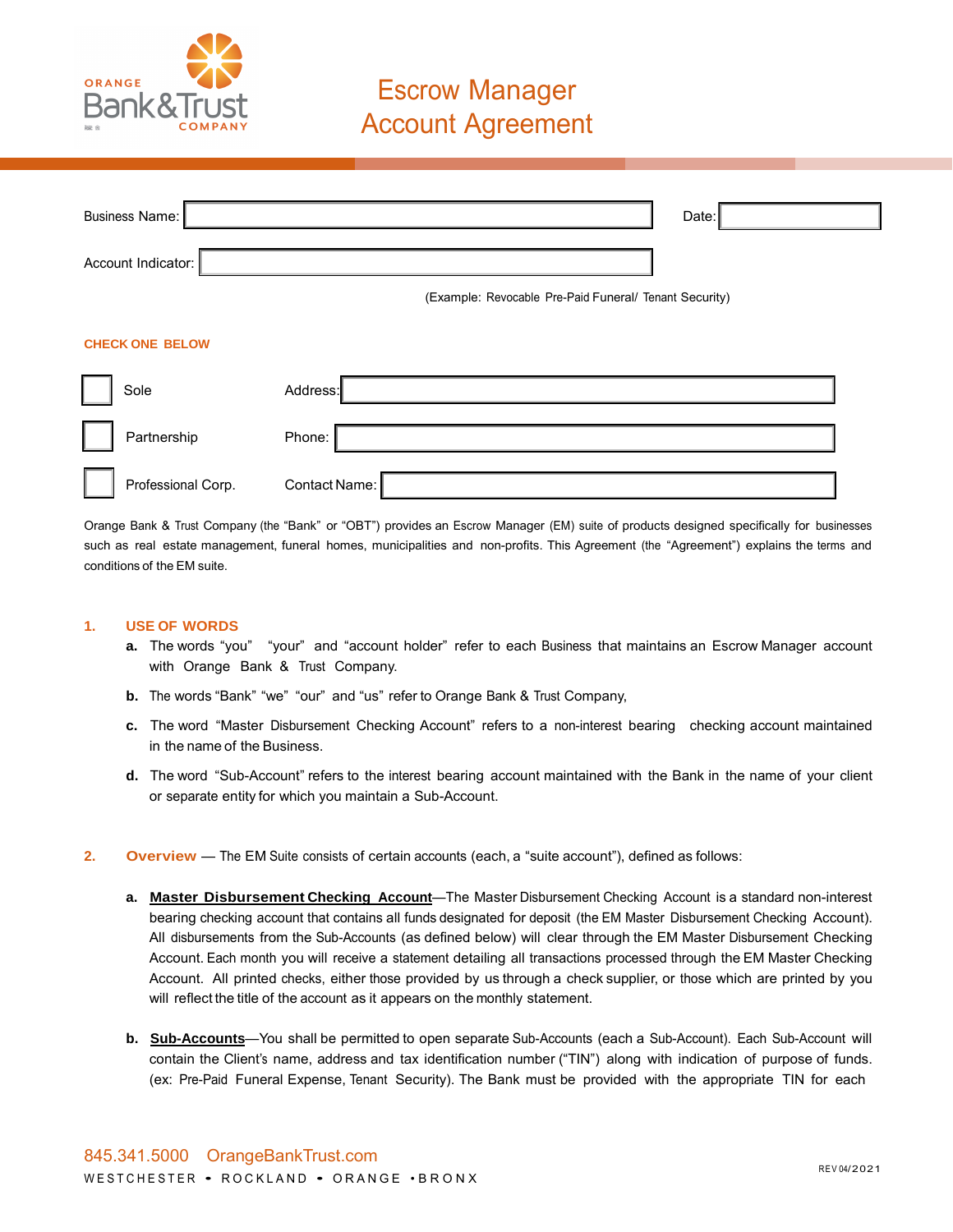ORANGE Bank&Trust COMPANY

# Escrow Manager Account Agreement

Business Name: ____________________ Date: __________

Account Indicator: ____________________

(Example: Revocable Pre-Paid Funeral/ Tenant Security)

**CHECK ONE BELOW**

- ☐ Sole — Address: ____________________
- ☐ Partnership — Phone: ____________________
- ☐ Professional Corp. — Contact Name: ____________________

Orange Bank & Trust Company (the "Bank" or "OBT") provides an Escrow Manager (EM) suite of products designed specifically for businesses such as real estate management, funeral homes, municipalities and non-profits. This Agreement (the "Agreement") explains the terms and conditions of the EM suite.

## 1. USE OF WORDS

**a.** The words "you" "your" and "account holder" refer to each Business that maintains an Escrow Manager account with Orange Bank & Trust Company.

**b.** The words "Bank" "we" "our" and "us" refer to Orange Bank & Trust Company,

**c.** The word "Master Disbursement Checking Account" refers to a non-interest bearing checking account maintained in the name of the Business.

**d.** The word "Sub-Account" refers to the interest bearing account maintained with the Bank in the name of your client or separate entity for which you maintain a Sub-Account.

## 2. Overview

— The EM Suite consists of certain accounts (each, a "suite account"), defined as follows:

**a.** **Master Disbursement Checking Account**—The Master Disbursement Checking Account is a standard non-interest bearing checking account that contains all funds designated for deposit (the EM Master Disbursement Checking Account). All disbursements from the Sub-Accounts (as defined below) will clear through the EM Master Disbursement Checking Account. Each month you will receive a statement detailing all transactions processed through the EM Master Checking Account. All printed checks, either those provided by us through a check supplier, or those which are printed by you will reflect the title of the account as it appears on the monthly statement.

**b.** **Sub-Accounts**—You shall be permitted to open separate Sub-Accounts (each a Sub-Account). Each Sub-Account will contain the Client's name, address and tax identification number ("TIN") along with indication of purpose of funds. (ex: Pre-Paid Funeral Expense, Tenant Security). The Bank must be provided with the appropriate TIN for each

845.341.5000 OrangeBankTrust.com
WESTCHESTER • ROCKLAND • ORANGE • BRONX

REV 04/2021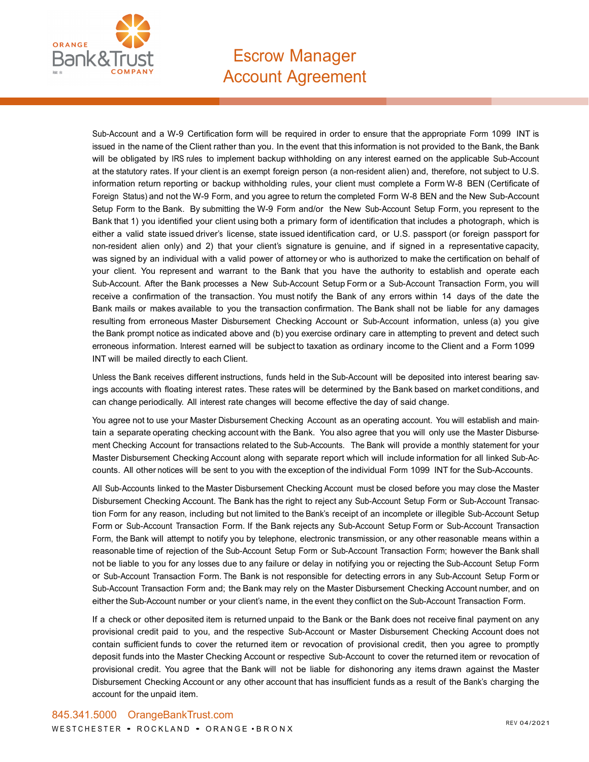Sub-Account and a W-9 Certification form will be required in order to ensure that the appropriate Form 1099 INT is issued in the name of the Client rather than you. In the event that this information is not provided to the Bank, the Bank will be obligated by IRS rules to implement backup withholding on any interest earned on the applicable Sub-Account at the statutory rates. If your client is an exempt foreign person (a non-resident alien) and, therefore, not subject to U.S. information return reporting or backup withholding rules, your client must complete a Form W-8 BEN (Certificate of Foreign Status) and not the W-9 Form, and you agree to return the completed Form W-8 BEN and the New Sub-Account Setup Form to the Bank. By submitting the W-9 Form and/or the New Sub-Account Setup Form, you represent to the Bank that 1) you identified your client using both a primary form of identification that includes a photograph, which is either a valid state issued driver's license, state issued identification card, or U.S. passport (or foreign passport for non-resident alien only) and 2) that your client's signature is genuine, and if signed in a representative capacity, was signed by an individual with a valid power of attorney or who is authorized to make the certification on behalf of your client. You represent and warrant to the Bank that you have the authority to establish and operate each Sub-Account. After the Bank processes a New Sub-Account Setup Form or a Sub-Account Transaction Form, you will receive a confirmation of the transaction. You must notify the Bank of any errors within 14 days of the date the Bank mails or makes available to you the transaction confirmation. The Bank shall not be liable for any damages resulting from erroneous Master Disbursement Checking Account or Sub-Account information, unless (a) you give the Bank prompt notice as indicated above and (b) you exercise ordinary care in attempting to prevent and detect such erroneous information. Interest earned will be subject to taxation as ordinary income to the Client and a Form 1099 INT will be mailed directly to each Client.

Unless the Bank receives different instructions, funds held in the Sub-Account will be deposited into interest bearing savings accounts with floating interest rates. These rates will be determined by the Bank based on market conditions, and can change periodically. All interest rate changes will become effective the day of said change.

You agree not to use your Master Disbursement Checking Account as an operating account. You will establish and maintain a separate operating checking account with the Bank. You also agree that you will only use the Master Disbursement Checking Account for transactions related to the Sub-Accounts. The Bank will provide a monthly statement for your Master Disbursement Checking Account along with separate report which will include information for all linked Sub-Accounts. All other notices will be sent to you with the exception of the individual Form 1099 INT for the Sub-Accounts.

All Sub-Accounts linked to the Master Disbursement Checking Account must be closed before you may close the Master Disbursement Checking Account. The Bank has the right to reject any Sub-Account Setup Form or Sub-Account Transaction Form for any reason, including but not limited to the Bank's receipt of an incomplete or illegible Sub-Account Setup Form or Sub-Account Transaction Form. If the Bank rejects any Sub-Account Setup Form or Sub-Account Transaction Form, the Bank will attempt to notify you by telephone, electronic transmission, or any other reasonable means within a reasonable time of rejection of the Sub-Account Setup Form or Sub-Account Transaction Form; however the Bank shall not be liable to you for any losses due to any failure or delay in notifying you or rejecting the Sub-Account Setup Form or Sub-Account Transaction Form. The Bank is not responsible for detecting errors in any Sub-Account Setup Form or Sub-Account Transaction Form and; the Bank may rely on the Master Disbursement Checking Account number, and on either the Sub-Account number or your client's name, in the event they conflict on the Sub-Account Transaction Form.

If a check or other deposited item is returned unpaid to the Bank or the Bank does not receive final payment on any provisional credit paid to you, and the respective Sub-Account or Master Disbursement Checking Account does not contain sufficient funds to cover the returned item or revocation of provisional credit, then you agree to promptly deposit funds into the Master Checking Account or respective Sub-Account to cover the returned item or revocation of provisional credit. You agree that the Bank will not be liable for dishonoring any items drawn against the Master Disbursement Checking Account or any other account that has insufficient funds as a result of the Bank's charging the account for the unpaid item.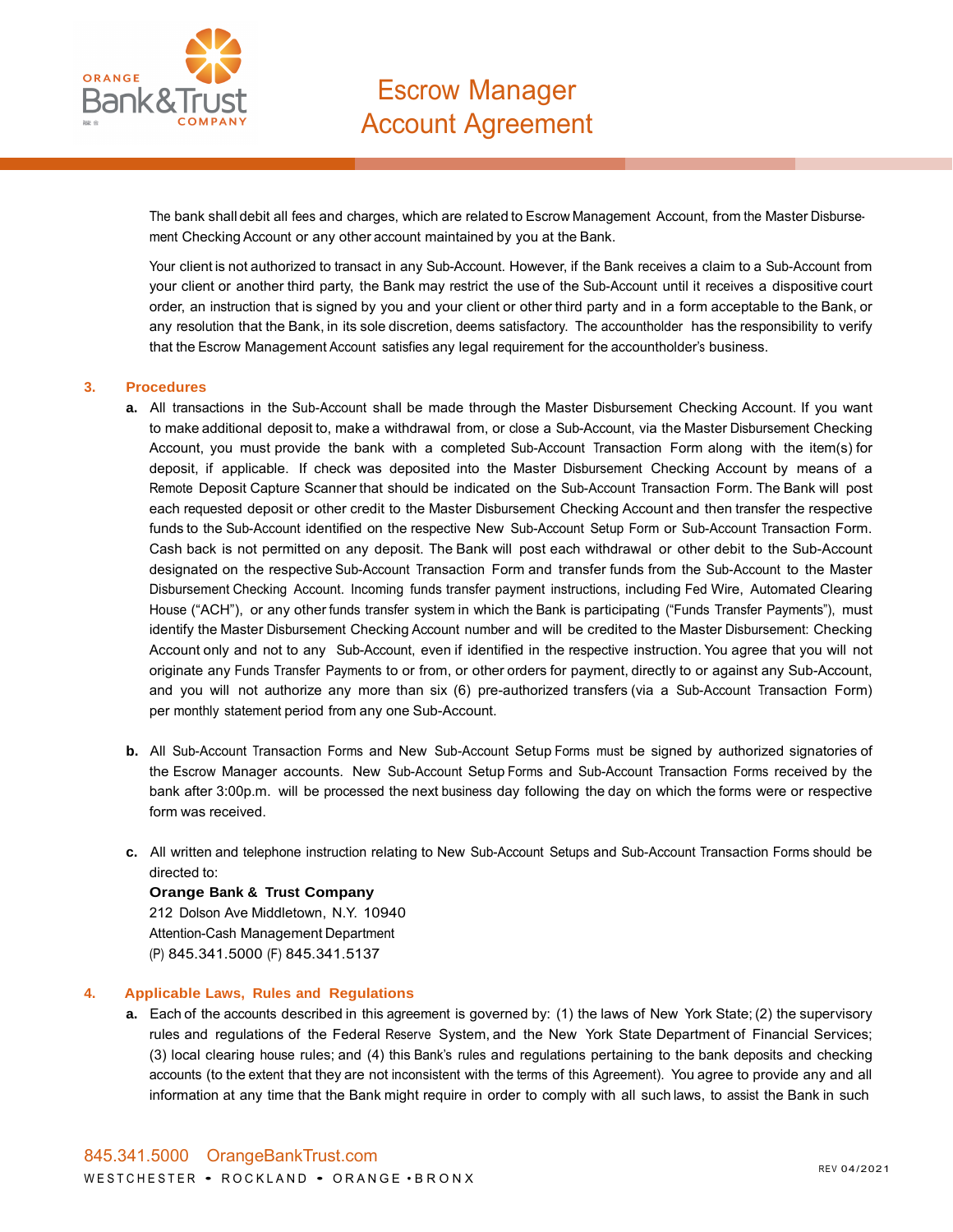The bank shall debit all fees and charges, which are related to Escrow Management Account, from the Master Disbursement Checking Account or any other account maintained by you at the Bank.

Your client is not authorized to transact in any Sub-Account. However, if the Bank receives a claim to a Sub-Account from your client or another third party, the Bank may restrict the use of the Sub-Account until it receives a dispositive court order, an instruction that is signed by you and your client or other third party and in a form acceptable to the Bank, or any resolution that the Bank, in its sole discretion, deems satisfactory. The accountholder has the responsibility to verify that the Escrow Management Account satisfies any legal requirement for the accountholder's business.

## 3. Procedures

**a.** All transactions in the Sub-Account shall be made through the Master Disbursement Checking Account. If you want to make additional deposit to, make a withdrawal from, or close a Sub-Account, via the Master Disbursement Checking Account, you must provide the bank with a completed Sub-Account Transaction Form along with the item(s) for deposit, if applicable. If check was deposited into the Master Disbursement Checking Account by means of a Remote Deposit Capture Scanner that should be indicated on the Sub-Account Transaction Form. The Bank will post each requested deposit or other credit to the Master Disbursement Checking Account and then transfer the respective funds to the Sub-Account identified on the respective New Sub-Account Setup Form or Sub-Account Transaction Form. Cash back is not permitted on any deposit. The Bank will post each withdrawal or other debit to the Sub-Account designated on the respective Sub-Account Transaction Form and transfer funds from the Sub-Account to the Master Disbursement Checking Account. Incoming funds transfer payment instructions, including Fed Wire, Automated Clearing House ("ACH"), or any other funds transfer system in which the Bank is participating ("Funds Transfer Payments"), must identify the Master Disbursement Checking Account number and will be credited to the Master Disbursement: Checking Account only and not to any Sub-Account, even if identified in the respective instruction. You agree that you will not originate any Funds Transfer Payments to or from, or other orders for payment, directly to or against any Sub-Account, and you will not authorize any more than six (6) pre-authorized transfers (via a Sub-Account Transaction Form) per monthly statement period from any one Sub-Account.

**b.** All Sub-Account Transaction Forms and New Sub-Account Setup Forms must be signed by authorized signatories of the Escrow Manager accounts. New Sub-Account Setup Forms and Sub-Account Transaction Forms received by the bank after 3:00p.m. will be processed the next business day following the day on which the forms were or respective form was received.

**c.** All written and telephone instruction relating to New Sub-Account Setups and Sub-Account Transaction Forms should be directed to:

**Orange Bank & Trust Company**
212 Dolson Ave Middletown, N.Y. 10940
Attention-Cash Management Department
(P) 845.341.5000 (F) 845.341.5137

## 4. Applicable Laws, Rules and Regulations

**a.** Each of the accounts described in this agreement is governed by: (1) the laws of New York State; (2) the supervisory rules and regulations of the Federal Reserve System, and the New York State Department of Financial Services; (3) local clearing house rules; and (4) this Bank's rules and regulations pertaining to the bank deposits and checking accounts (to the extent that they are not inconsistent with the terms of this Agreement). You agree to provide any and all information at any time that the Bank might require in order to comply with all such laws, to assist the Bank in such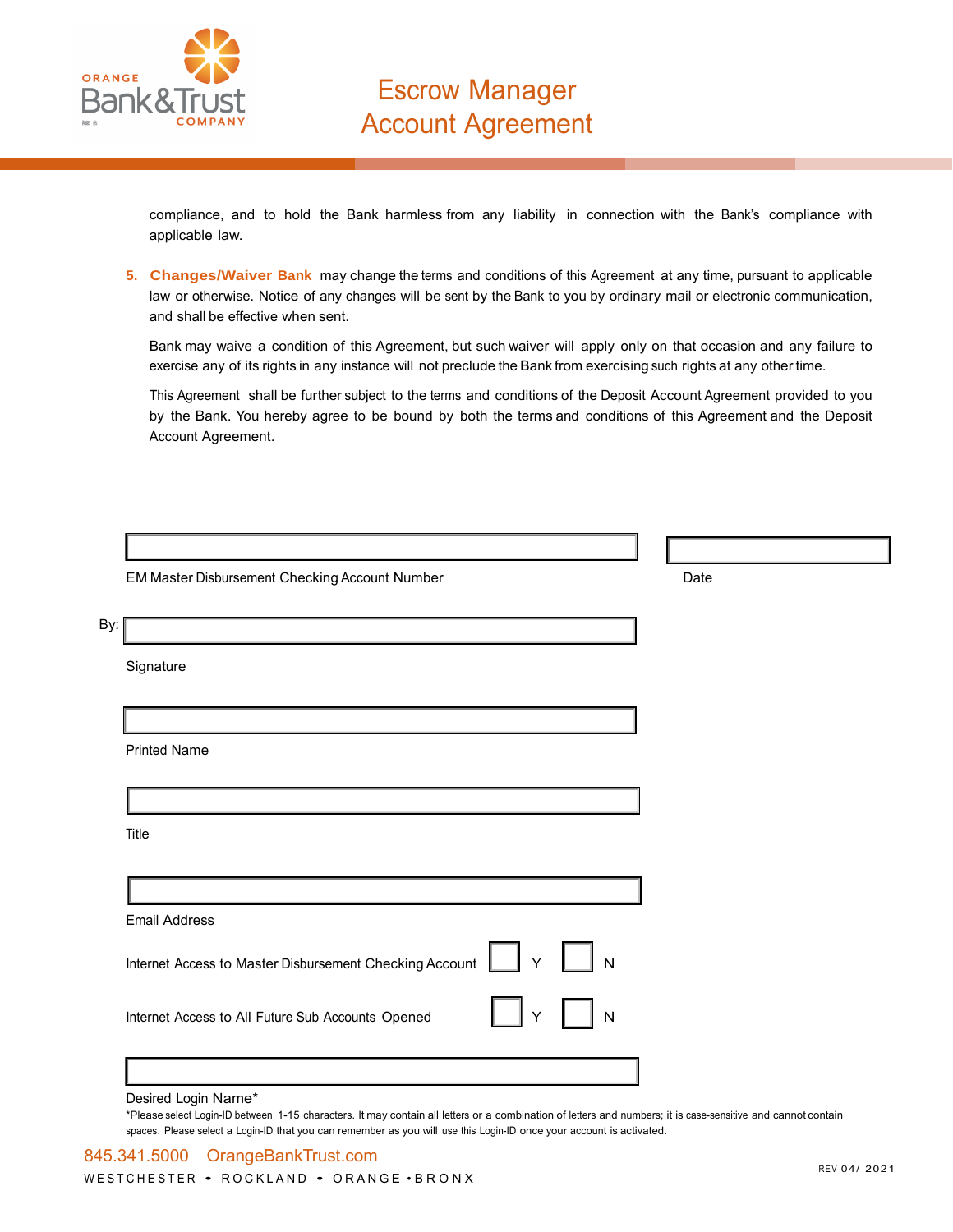compliance, and to hold the Bank harmless from any liability in connection with the Bank's compliance with applicable law.

5. **Changes/Waiver Bank** may change the terms and conditions of this Agreement at any time, pursuant to applicable law or otherwise. Notice of any changes will be sent by the Bank to you by ordinary mail or electronic communication, and shall be effective when sent.

   Bank may waive a condition of this Agreement, but such waiver will apply only on that occasion and any failure to exercise any of its rights in any instance will not preclude the Bank from exercising such rights at any other time.

   This Agreement shall be further subject to the terms and conditions of the Deposit Account Agreement provided to you by the Bank. You hereby agree to be bound by both the terms and conditions of this Agreement and the Deposit Account Agreement.

EM Master Disbursement Checking Account Number: ____________________ Date: __________

By: ____________________
Signature

____________________
Printed Name

____________________
Title

____________________
Email Address

Internet Access to Master Disbursement Checking Account ☐ Y ☐ N

Internet Access to All Future Sub Accounts Opened ☐ Y ☐ N

____________________
Desired Login Name*

*Please select Login-ID between 1-15 characters. It may contain all letters or a combination of letters and numbers; it is case-sensitive and cannot contain spaces. Please select a Login-ID that you can remember as you will use this Login-ID once your account is activated.